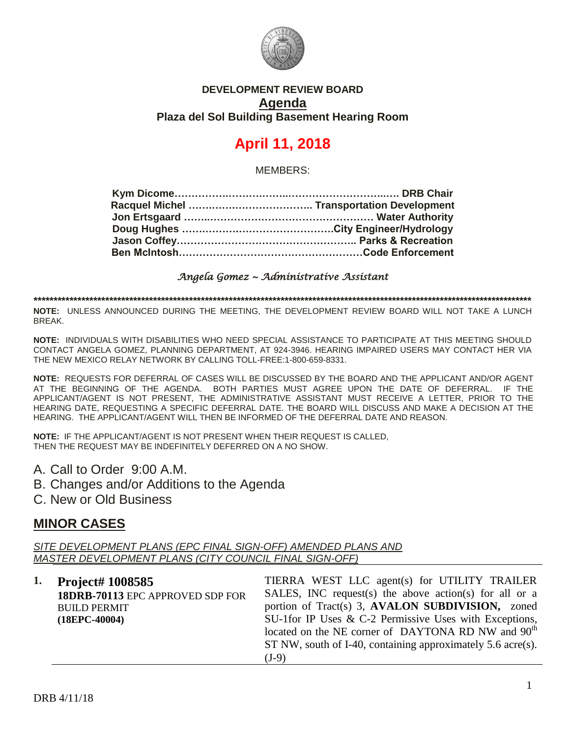**DEVELOPMENT REVIEW BOARD**

**Agenda**

**Plaza del Sol Building Basement Hearing Room**

# April 11, 2018

MEMBERS:

**Kym Dicome…………………………………………………… DRB Chair**
**Racquel Michel ……………………………… Transportation Development**
**Jon Ertsgaard …………………………………………… Water Authority**
**Doug Hughes ………………………………………City Engineer/Hydrology**
**Jason Coffey……………………………………………… Parks & Recreation**
**Ben McIntosh………………………………………………Code Enforcement**

*Angela Gomez ~ Administrative Assistant*

**************************************************************************************************************************

**NOTE:** UNLESS ANNOUNCED DURING THE MEETING, THE DEVELOPMENT REVIEW BOARD WILL NOT TAKE A LUNCH BREAK.

**NOTE:** INDIVIDUALS WITH DISABILITIES WHO NEED SPECIAL ASSISTANCE TO PARTICIPATE AT THIS MEETING SHOULD CONTACT ANGELA GOMEZ, PLANNING DEPARTMENT, AT 924-3946. HEARING IMPAIRED USERS MAY CONTACT HER VIA THE NEW MEXICO RELAY NETWORK BY CALLING TOLL-FREE:1-800-659-8331.

**NOTE:** REQUESTS FOR DEFERRAL OF CASES WILL BE DISCUSSED BY THE BOARD AND THE APPLICANT AND/OR AGENT AT THE BEGINNING OF THE AGENDA. BOTH PARTIES MUST AGREE UPON THE DATE OF DEFERRAL. IF THE APPLICANT/AGENT IS NOT PRESENT, THE ADMINISTRATIVE ASSISTANT MUST RECEIVE A LETTER, PRIOR TO THE HEARING DATE, REQUESTING A SPECIFIC DEFERRAL DATE. THE BOARD WILL DISCUSS AND MAKE A DECISION AT THE HEARING. THE APPLICANT/AGENT WILL THEN BE INFORMED OF THE DEFERRAL DATE AND REASON.

**NOTE:** IF THE APPLICANT/AGENT IS NOT PRESENT WHEN THEIR REQUEST IS CALLED, THEN THE REQUEST MAY BE INDEFINITELY DEFERRED ON A NO SHOW.

A. Call to Order 9:00 A.M.
B. Changes and/or Additions to the Agenda
C. New or Old Business

## MINOR CASES

*SITE DEVELOPMENT PLANS (EPC FINAL SIGN-OFF) AMENDED PLANS AND MASTER DEVELOPMENT PLANS (CITY COUNCIL FINAL SIGN-OFF)*

| | | |
|---|---|---|
| **1.** | **Project# 1008585**<br>**18DRB-70113** EPC APPROVED SDP FOR BUILD PERMIT<br>**(18EPC-40004)** | TIERRA WEST LLC agent(s) for UTILITY TRAILER SALES, INC request(s) the above action(s) for all or a portion of Tract(s) 3, **AVALON SUBDIVISION,** zoned SU-1for IP Uses & C-2 Permissive Uses with Exceptions, located on the NE corner of DAYTONA RD NW and 90th ST NW, south of I-40, containing approximately 5.6 acre(s). (J-9) |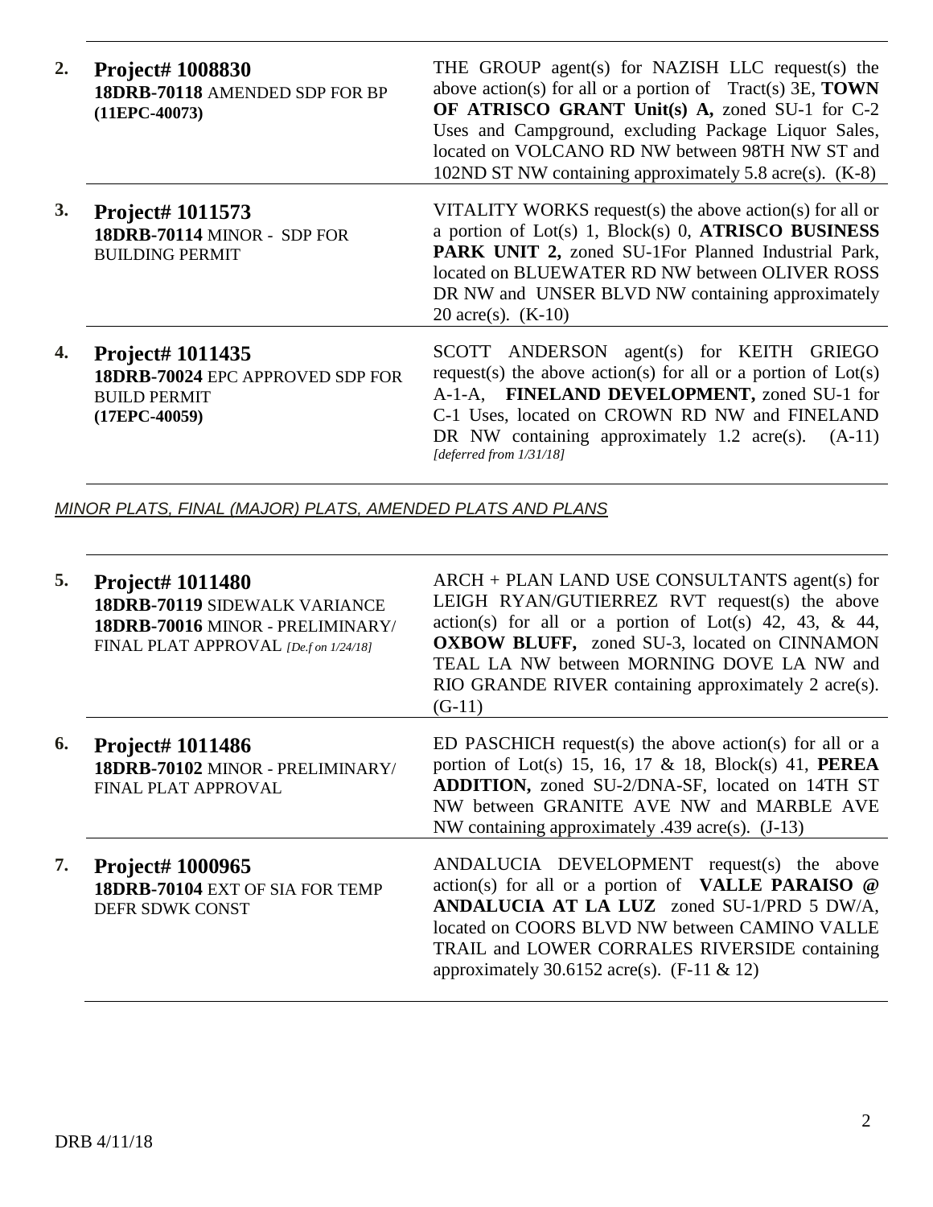| | | |
|---|---|---|
| **2.** | **Project# 1008830**<br>**18DRB-70118** AMENDED SDP FOR BP<br>**(11EPC-40073)** | THE GROUP agent(s) for NAZISH LLC request(s) the above action(s) for all or a portion of Tract(s) 3E, **TOWN OF ATRISCO GRANT Unit(s) A,** zoned SU-1 for C-2 Uses and Campground, excluding Package Liquor Sales, located on VOLCANO RD NW between 98TH NW ST and 102ND ST NW containing approximately 5.8 acre(s). (K-8) |
| **3.** | **Project# 1011573**<br>**18DRB-70114** MINOR - SDP FOR BUILDING PERMIT | VITALITY WORKS request(s) the above action(s) for all or a portion of Lot(s) 1, Block(s) 0, **ATRISCO BUSINESS PARK UNIT 2,** zoned SU-1For Planned Industrial Park, located on BLUEWATER RD NW between OLIVER ROSS DR NW and UNSER BLVD NW containing approximately 20 acre(s). (K-10) |
| **4.** | **Project# 1011435**<br>**18DRB-70024** EPC APPROVED SDP FOR BUILD PERMIT<br>**(17EPC-40059)** | SCOTT ANDERSON agent(s) for KEITH GRIEGO request(s) the above action(s) for all or a portion of Lot(s) A-1-A, **FINELAND DEVELOPMENT,** zoned SU-1 for C-1 Uses, located on CROWN RD NW and FINELAND DR NW containing approximately 1.2 acre(s). (A-11) *[deferred from 1/31/18]* |

*MINOR PLATS, FINAL (MAJOR) PLATS, AMENDED PLATS AND PLANS*

| | | |
|---|---|---|
| **5.** | **Project# 1011480**<br>**18DRB-70119** SIDEWALK VARIANCE<br>**18DRB-70016** MINOR - PRELIMINARY/ FINAL PLAT APPROVAL *[De.f on 1/24/18]* | ARCH + PLAN LAND USE CONSULTANTS agent(s) for LEIGH RYAN/GUTIERREZ RVT request(s) the above action(s) for all or a portion of Lot(s) 42, 43, & 44, **OXBOW BLUFF,** zoned SU-3, located on CINNAMON TEAL LA NW between MORNING DOVE LA NW and RIO GRANDE RIVER containing approximately 2 acre(s). (G-11) |
| **6.** | **Project# 1011486**<br>**18DRB-70102** MINOR - PRELIMINARY/ FINAL PLAT APPROVAL | ED PASCHICH request(s) the above action(s) for all or a portion of Lot(s) 15, 16, 17 & 18, Block(s) 41, **PEREA ADDITION,** zoned SU-2/DNA-SF, located on 14TH ST NW between GRANITE AVE NW and MARBLE AVE NW containing approximately .439 acre(s). (J-13) |
| **7.** | **Project# 1000965**<br>**18DRB-70104** EXT OF SIA FOR TEMP DEFR SDWK CONST | ANDALUCIA DEVELOPMENT request(s) the above action(s) for all or a portion of **VALLE PARAISO @ ANDALUCIA AT LA LUZ** zoned SU-1/PRD 5 DW/A, located on COORS BLVD NW between CAMINO VALLE TRAIL and LOWER CORRALES RIVERSIDE containing approximately 30.6152 acre(s). (F-11 & 12) |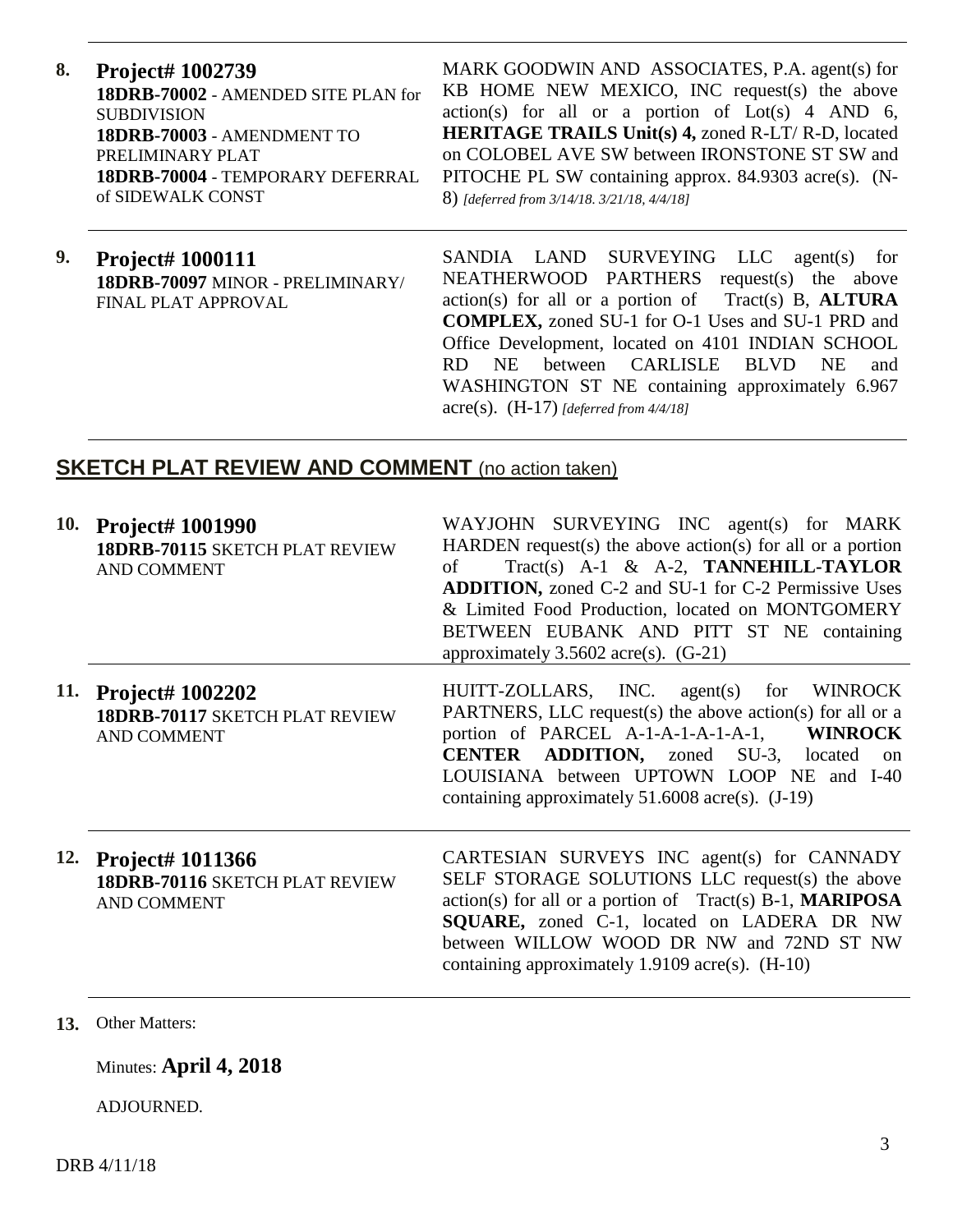**8. Project# 1002739**
**18DRB-70002** - AMENDED SITE PLAN for SUBDIVISION
**18DRB-70003** - AMENDMENT TO PRELIMINARY PLAT
**18DRB-70004** - TEMPORARY DEFERRAL of SIDEWALK CONST

MARK GOODWIN AND ASSOCIATES, P.A. agent(s) for KB HOME NEW MEXICO, INC request(s) the above action(s) for all or a portion of Lot(s) 4 AND 6, **HERITAGE TRAILS Unit(s) 4,** zoned R-LT/ R-D, located on COLOBEL AVE SW between IRONSTONE ST SW and PITOCHE PL SW containing approx. 84.9303 acre(s). (N-8) *[deferred from 3/14/18. 3/21/18, 4/4/18]*

---

**9. Project# 1000111**
**18DRB-70097** MINOR - PRELIMINARY/ FINAL PLAT APPROVAL

SANDIA LAND SURVEYING LLC agent(s) for NEATHERWOOD PARTHERS request(s) the above action(s) for all or a portion of Tract(s) B, **ALTURA COMPLEX,** zoned SU-1 for O-1 Uses and SU-1 PRD and Office Development, located on 4101 INDIAN SCHOOL RD NE between CARLISLE BLVD NE and WASHINGTON ST NE containing approximately 6.967 acre(s). (H-17) *[deferred from 4/4/18]*

---

## SKETCH PLAT REVIEW AND COMMENT (no action taken)

**10. Project# 1001990**
**18DRB-70115** SKETCH PLAT REVIEW AND COMMENT

WAYJOHN SURVEYING INC agent(s) for MARK HARDEN request(s) the above action(s) for all or a portion of Tract(s) A-1 & A-2, **TANNEHILL-TAYLOR ADDITION,** zoned C-2 and SU-1 for C-2 Permissive Uses & Limited Food Production, located on MONTGOMERY BETWEEN EUBANK AND PITT ST NE containing approximately 3.5602 acre(s). (G-21)

---

**11. Project# 1002202**
**18DRB-70117** SKETCH PLAT REVIEW AND COMMENT

HUITT-ZOLLARS, INC. agent(s) for WINROCK PARTNERS, LLC request(s) the above action(s) for all or a portion of PARCEL A-1-A-1-A-1-A-1, **WINROCK CENTER ADDITION,** zoned SU-3, located on LOUISIANA between UPTOWN LOOP NE and I-40 containing approximately 51.6008 acre(s). (J-19)

---

**12. Project# 1011366**
**18DRB-70116** SKETCH PLAT REVIEW AND COMMENT

CARTESIAN SURVEYS INC agent(s) for CANNADY SELF STORAGE SOLUTIONS LLC request(s) the above action(s) for all or a portion of Tract(s) B-1, **MARIPOSA SQUARE,** zoned C-1, located on LADERA DR NW between WILLOW WOOD DR NW and 72ND ST NW containing approximately 1.9109 acre(s). (H-10)

---

**13.** Other Matters:

Minutes: **April 4, 2018**

ADJOURNED.